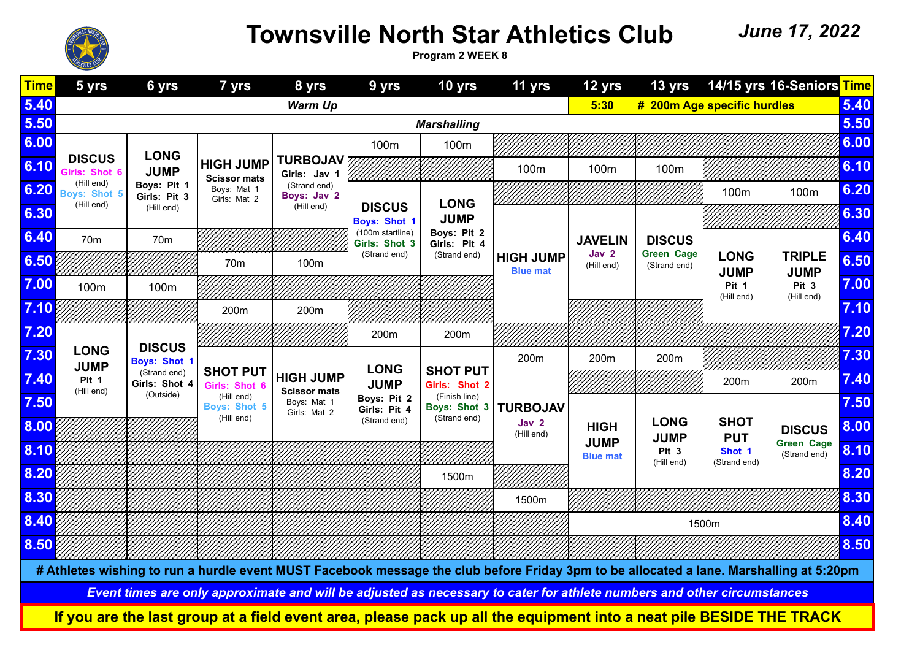# Townsville North Star Athletics Club

**June 17, 2022**

**Program 2 WEEK 8**

| Time | 5 yrs | 6 yrs | 7 yrs | 8 yrs | 9 yrs | 10 yrs | 11 yrs | 12 yrs | 13 yrs | 14/15 yrs | 16-Seniors | Time |
|---|---|---|---|---|---|---|---|---|---|---|---|---|
| 5.40 | *Warm Up* | | | | | | | 5:30 | # 200m Age specific hurdles | | | 5.40 |
| 5.50 | *Marshalling* | | | | | | | | | | | 5.50 |
| 6.00 | DISCUS Girls: Shot 6 (Hill end) Boys: Shot 5 (Hill end) | LONG JUMP Boys: Pit 1 Girls: Pit 3 (Hill end) | HIGH JUMP Scissor mats Boys: Mat 1 Girls: Mat 2 | TURBOJAV Girls: Jav 1 (Strand end) Boys: Jav 2 (Hill end) | 100m | 100m | | | | | | 6.00 |
| 6.10 | | | | | | | 100m | 100m | 100m | | | 6.10 |
| 6.20 | | | | | DISCUS Boys: Shot 1 (100m startline) Girls: Shot 3 (Strand end) | LONG JUMP Boys: Pit 2 Girls: Pit 4 (Strand end) | | | | 100m | 100m | 6.20 |
| 6.30 | | | | | | | HIGH JUMP Blue mat | JAVELIN Jav 2 (Hill end) | DISCUS Green Cage (Strand end) | | | 6.30 |
| 6.40 | 70m | 70m | | | | | | | | LONG JUMP Pit 1 (Hill end) | TRIPLE JUMP Pit 3 (Hill end) | 6.40 |
| 6.50 | | | 70m | 100m | | | | | | | | 6.50 |
| 7.00 | 100m | 100m | | | | | | | | | | 7.00 |
| 7.10 | | | 200m | 200m | | | | | | | | 7.10 |
| 7.20 | LONG JUMP Pit 1 (Hill end) | DISCUS Boys: Shot 1 (Strand end) Girls: Shot 4 (Outside) | | | 200m | 200m | | | | | | 7.20 |
| 7.30 | | | SHOT PUT Girls: Shot 6 (Hill end) Boys: Shot 5 (Hill end) | HIGH JUMP Scissor mats Boys: Mat 1 Girls: Mat 2 | LONG JUMP Boys: Pit 2 Girls: Pit 4 (Strand end) | SHOT PUT Girls: Shot 2 (Finish line) Boys: Shot 3 (Strand end) | 200m | 200m | 200m | | | 7.30 |
| 7.40 | | | | | | | TURBOJAV Jav 2 (Hill end) | | | 200m | 200m | 7.40 |
| 7.50 | | | | | | | | HIGH JUMP Blue mat | LONG JUMP Pit 3 (Hill end) | SHOT PUT Shot 1 (Strand end) | DISCUS Green Cage (Strand end) | 7.50 |
| 8.00 | | | | | | | | | | | | 8.00 |
| 8.10 | | | | | | | | | | | | 8.10 |
| 8.20 | | | | | | 1500m | | | | | | 8.20 |
| 8.30 | | | | | | | 1500m | | | | | 8.30 |
| 8.40 | | | | | | | | 1500m | | | | 8.40 |
| 8.50 | | | | | | | | | | | | 8.50 |

**# Athletes wishing to run a hurdle event MUST Facebook message the club before Friday 3pm to be allocated a lane. Marshalling at 5:20pm**

***Event times are only approximate and will be adjusted as necessary to cater for athlete numbers and other circumstances***

**If you are the last group at a field event area, please pack up all the equipment into a neat pile BESIDE THE TRACK**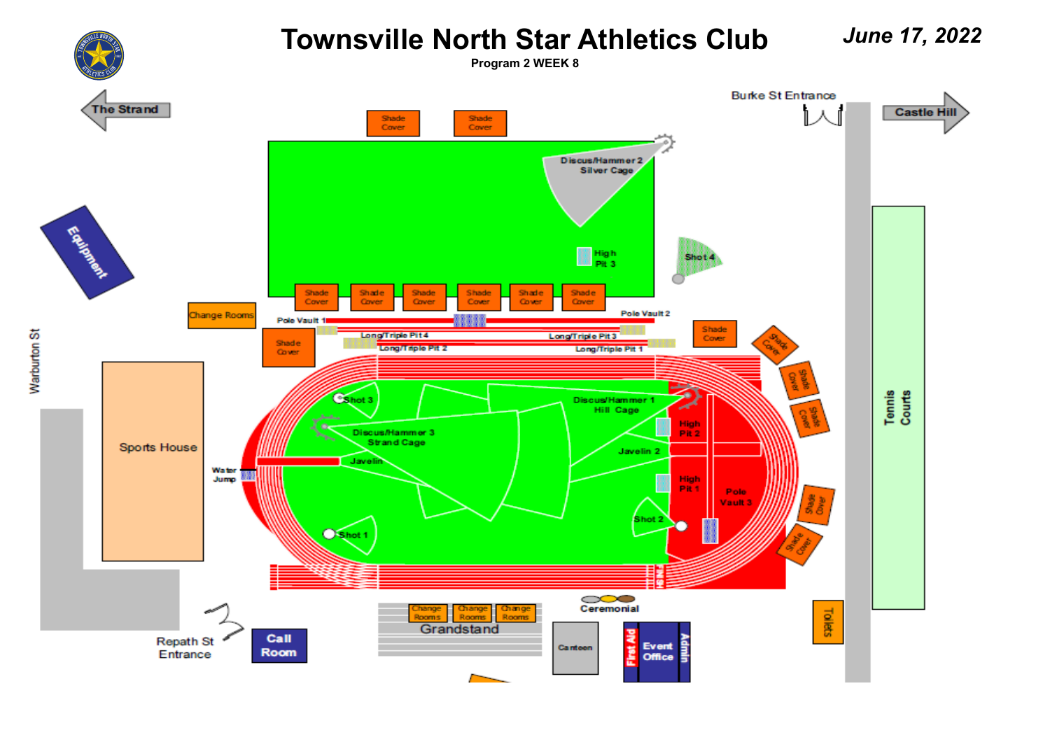# Townsville North Star Athletics Club

***June 17, 2022***

**Program 2 WEEK 8**

The Strand

Burke St Entrance

Castle Hill

Shade Cover

Shade Cover

Discus/Hammer 2
Silver Cage

High Pit 3

Shot 4

Equipment

Shade Cover

Shade Cover

Shade Cover

Shade Cover

Shade Cover

Shade Cover

Change Rooms

Pole Vault 1

Pole Vault 2

Shade Cover

Long/Triple Pit 4

Long/Triple Pit 3

Long/Triple Pit 2

Long/Triple Pit 1

Shade Cover

Shade Cover

Shade Cover

Shade Cover

Warburton St

Shot 3

Discus/Hammer 1
Hill Cage

Discus/Hammer 3
Strand Cage

High Pit 2

Sports House

Javelin 2

Water Jump

Javelin

High Pit 1

Pole Vault 3

Shade Cover

Shot 2

Shot 1

Shade Cover

Tennis Courts

FINISH

Ceremonial

Change Rooms

Change Rooms

Change Rooms

Grandstand

Toilets

Repath St Entrance

Call Room

Canteen

First Aid

Event Office

Admin